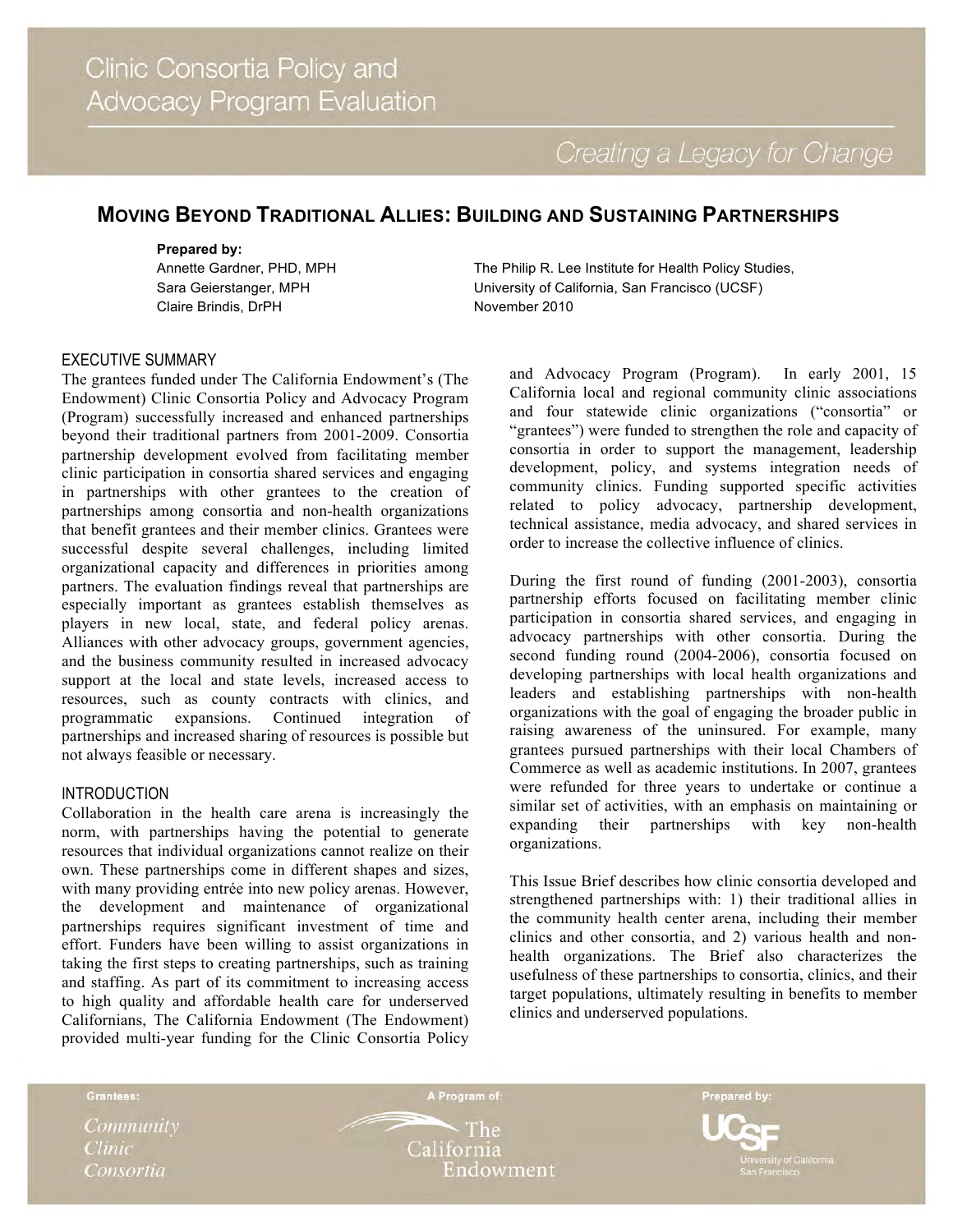# Clinic Consortia Policy and Advocacy Program Evaluation

*Creating a Legacy for Change*

## MOVING BEYOND TRADITIONAL ALLIES: BUILDING AND SUSTAINING PARTNERSHIPS

**Prepared by:**

Annette Gardner, PHD, MPH
Sara Geierstanger, MPH
Claire Brindis, DrPH

The Philip R. Lee Institute for Health Policy Studies,
University of California, San Francisco (UCSF)
November 2010

### EXECUTIVE SUMMARY

The grantees funded under The California Endowment's (The Endowment) Clinic Consortia Policy and Advocacy Program (Program) successfully increased and enhanced partnerships beyond their traditional partners from 2001-2009. Consortia partnership development evolved from facilitating member clinic participation in consortia shared services and engaging in partnerships with other grantees to the creation of partnerships among consortia and non-health organizations that benefit grantees and their member clinics. Grantees were successful despite several challenges, including limited organizational capacity and differences in priorities among partners. The evaluation findings reveal that partnerships are especially important as grantees establish themselves as players in new local, state, and federal policy arenas. Alliances with other advocacy groups, government agencies, and the business community resulted in increased advocacy support at the local and state levels, increased access to resources, such as county contracts with clinics, and programmatic expansions. Continued integration of partnerships and increased sharing of resources is possible but not always feasible or necessary.

### INTRODUCTION

Collaboration in the health care arena is increasingly the norm, with partnerships having the potential to generate resources that individual organizations cannot realize on their own. These partnerships come in different shapes and sizes, with many providing entrée into new policy arenas. However, the development and maintenance of organizational partnerships requires significant investment of time and effort. Funders have been willing to assist organizations in taking the first steps to creating partnerships, such as training and staffing. As part of its commitment to increasing access to high quality and affordable health care for underserved Californians, The California Endowment (The Endowment) provided multi-year funding for the Clinic Consortia Policy and Advocacy Program (Program). In early 2001, 15 California local and regional community clinic associations and four statewide clinic organizations ("consortia" or "grantees") were funded to strengthen the role and capacity of consortia in order to support the management, leadership development, policy, and systems integration needs of community clinics. Funding supported specific activities related to policy advocacy, partnership development, technical assistance, media advocacy, and shared services in order to increase the collective influence of clinics.

During the first round of funding (2001-2003), consortia partnership efforts focused on facilitating member clinic participation in consortia shared services, and engaging in advocacy partnerships with other consortia. During the second funding round (2004-2006), consortia focused on developing partnerships with local health organizations and leaders and establishing partnerships with non-health organizations with the goal of engaging the broader public in raising awareness of the uninsured. For example, many grantees pursued partnerships with their local Chambers of Commerce as well as academic institutions. In 2007, grantees were refunded for three years to undertake or continue a similar set of activities, with an emphasis on maintaining or expanding their partnerships with key non-health organizations.

This Issue Brief describes how clinic consortia developed and strengthened partnerships with: 1) their traditional allies in the community health center arena, including their member clinics and other consortia, and 2) various health and non-health organizations. The Brief also characterizes the usefulness of these partnerships to consortia, clinics, and their target populations, ultimately resulting in benefits to member clinics and underserved populations.

Grantees: *Community Clinic Consortia* | A Program of: The California Endowment | Prepared by: UCSF University of California San Francisco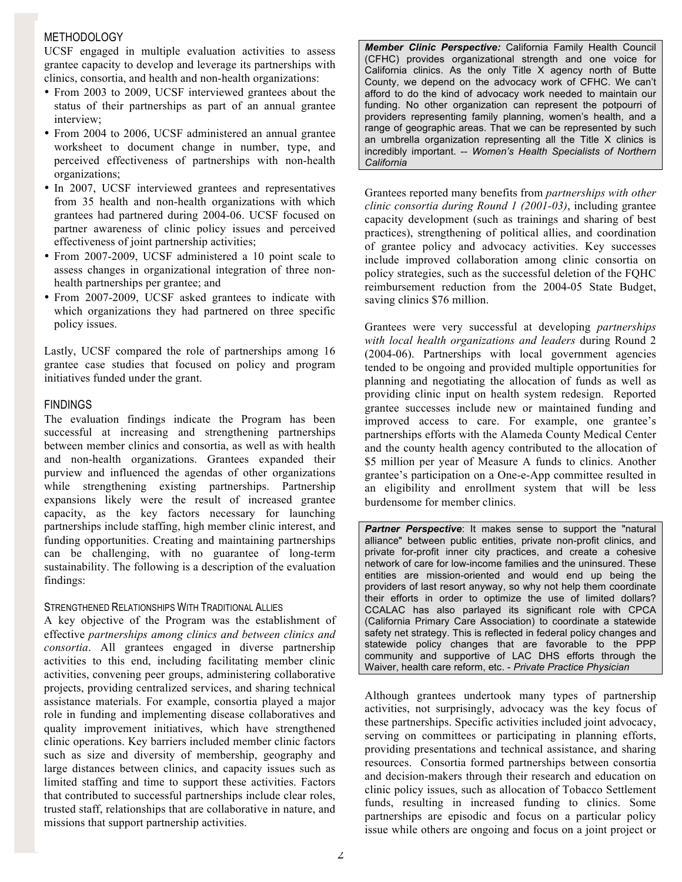## METHODOLOGY

UCSF engaged in multiple evaluation activities to assess grantee capacity to develop and leverage its partnerships with clinics, consortia, and health and non-health organizations:

- From 2003 to 2009, UCSF interviewed grantees about the status of their partnerships as part of an annual grantee interview;
- From 2004 to 2006, UCSF administered an annual grantee worksheet to document change in number, type, and perceived effectiveness of partnerships with non-health organizations;
- In 2007, UCSF interviewed grantees and representatives from 35 health and non-health organizations with which grantees had partnered during 2004-06. UCSF focused on partner awareness of clinic policy issues and perceived effectiveness of joint partnership activities;
- From 2007-2009, UCSF administered a 10 point scale to assess changes in organizational integration of three non-health partnerships per grantee; and
- From 2007-2009, UCSF asked grantees to indicate with which organizations they had partnered on three specific policy issues.

Lastly, UCSF compared the role of partnerships among 16 grantee case studies that focused on policy and program initiatives funded under the grant.

## FINDINGS

The evaluation findings indicate the Program has been successful at increasing and strengthening partnerships between member clinics and consortia, as well as with health and non-health organizations. Grantees expanded their purview and influenced the agendas of other organizations while strengthening existing partnerships. Partnership expansions likely were the result of increased grantee capacity, as the key factors necessary for launching partnerships include staffing, high member clinic interest, and funding opportunities. Creating and maintaining partnerships can be challenging, with no guarantee of long-term sustainability. The following is a description of the evaluation findings:

### STRENGTHENED RELATIONSHIPS WITH TRADITIONAL ALLIES

A key objective of the Program was the establishment of effective *partnerships among clinics and between clinics and consortia*. All grantees engaged in diverse partnership activities to this end, including facilitating member clinic activities, convening peer groups, administering collaborative projects, providing centralized services, and sharing technical assistance materials. For example, consortia played a major role in funding and implementing disease collaboratives and quality improvement initiatives, which have strengthened clinic operations. Key barriers included member clinic factors such as size and diversity of membership, geography and large distances between clinics, and capacity issues such as limited staffing and time to support these activities. Factors that contributed to successful partnerships include clear roles, trusted staff, relationships that are collaborative in nature, and missions that support partnership activities.

> ***Member Clinic Perspective:*** California Family Health Council (CFHC) provides organizational strength and one voice for California clinics. As the only Title X agency north of Butte County, we depend on the advocacy work of CFHC. We can't afford to do the kind of advocacy work needed to maintain our funding. No other organization can represent the potpourri of providers representing family planning, women's health, and a range of geographic areas. That we can be represented by such an umbrella organization representing all the Title X clinics is incredibly important. -- *Women's Health Specialists of Northern California*

Grantees reported many benefits from *partnerships with other clinic consortia during Round 1 (2001-03)*, including grantee capacity development (such as trainings and sharing of best practices), strengthening of political allies, and coordination of grantee policy and advocacy activities. Key successes include improved collaboration among clinic consortia on policy strategies, such as the successful deletion of the FQHC reimbursement reduction from the 2004-05 State Budget, saving clinics $76 million.

Grantees were very successful at developing *partnerships with local health organizations and leaders* during Round 2 (2004-06). Partnerships with local government agencies tended to be ongoing and provided multiple opportunities for planning and negotiating the allocation of funds as well as providing clinic input on health system redesign. Reported grantee successes include new or maintained funding and improved access to care. For example, one grantee's partnerships efforts with the Alameda County Medical Center and the county health agency contributed to the allocation of $5 million per year of Measure A funds to clinics. Another grantee's participation on a One-e-App committee resulted in an eligibility and enrollment system that will be less burdensome for member clinics.

> ***Partner Perspective***: It makes sense to support the "natural alliance" between public entities, private non-profit clinics, and private for-profit inner city practices, and create a cohesive network of care for low-income families and the uninsured. These entities are mission-oriented and would end up being the providers of last resort anyway, so why not help them coordinate their efforts in order to optimize the use of limited dollars? CCALAC has also parlayed its significant role with CPCA (California Primary Care Association) to coordinate a statewide safety net strategy. This is reflected in federal policy changes and statewide policy changes that are favorable to the PPP community and supportive of LAC DHS efforts through the Waiver, health care reform, etc. - *Private Practice Physician*

Although grantees undertook many types of partnership activities, not surprisingly, advocacy was the key focus of these partnerships. Specific activities included joint advocacy, serving on committees or participating in planning efforts, providing presentations and technical assistance, and sharing resources. Consortia formed partnerships between consortia and decision-makers through their research and education on clinic policy issues, such as allocation of Tobacco Settlement funds, resulting in increased funding to clinics. Some partnerships are episodic and focus on a particular policy issue while others are ongoing and focus on a joint project or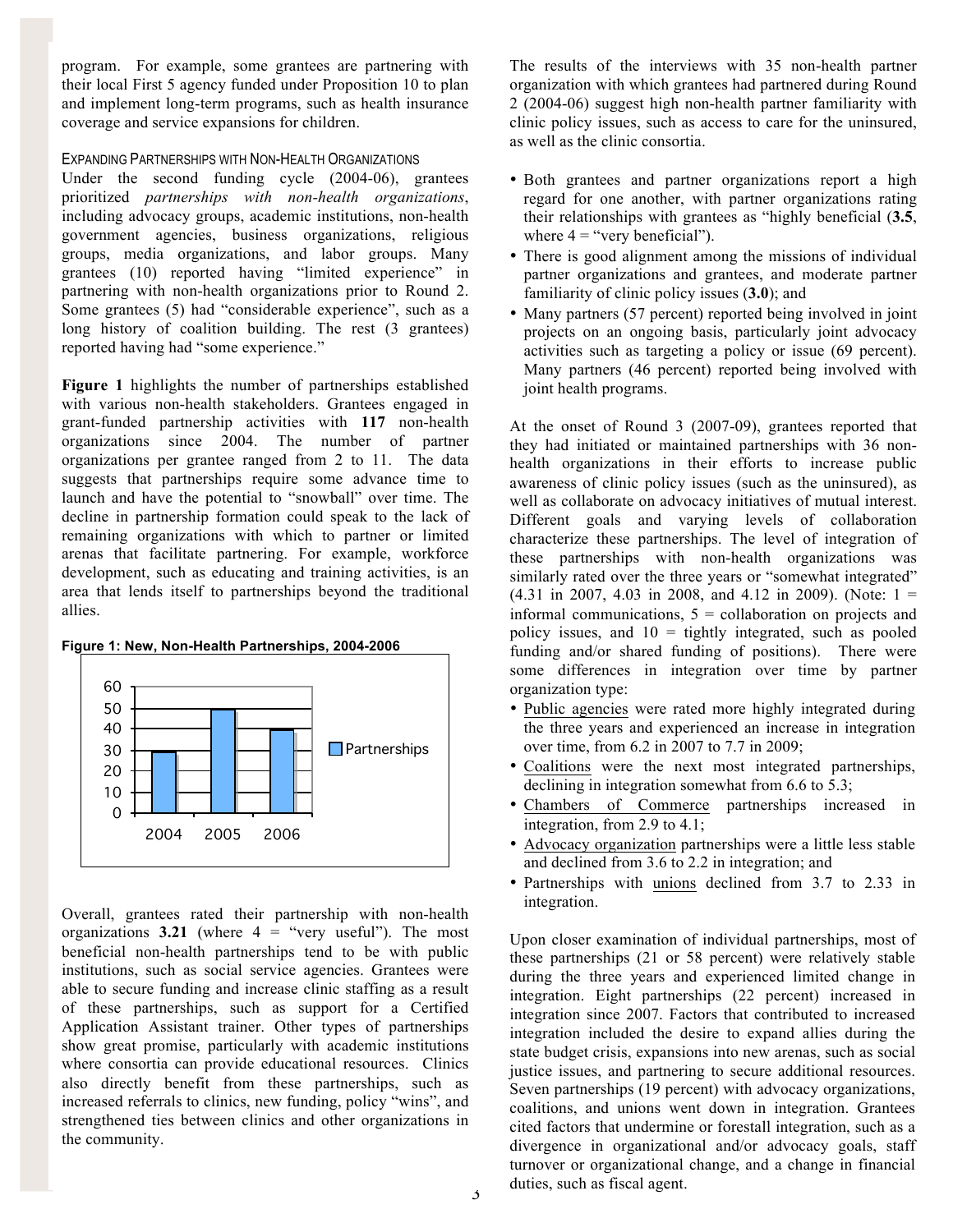program. For example, some grantees are partnering with their local First 5 agency funded under Proposition 10 to plan and implement long-term programs, such as health insurance coverage and service expansions for children.

### EXPANDING PARTNERSHIPS WITH NON-HEALTH ORGANIZATIONS

Under the second funding cycle (2004-06), grantees prioritized *partnerships with non-health organizations*, including advocacy groups, academic institutions, non-health government agencies, business organizations, religious groups, media organizations, and labor groups. Many grantees (10) reported having "limited experience" in partnering with non-health organizations prior to Round 2. Some grantees (5) had "considerable experience", such as a long history of coalition building. The rest (3 grantees) reported having had "some experience."

**Figure 1** highlights the number of partnerships established with various non-health stakeholders. Grantees engaged in grant-funded partnership activities with **117** non-health organizations since 2004. The number of partner organizations per grantee ranged from 2 to 11. The data suggests that partnerships require some advance time to launch and have the potential to "snowball" over time. The decline in partnership formation could speak to the lack of remaining organizations with which to partner or limited arenas that facilitate partnering. For example, workforce development, such as educating and training activities, is an area that lends itself to partnerships beyond the traditional allies.

**Figure 1: New, Non-Health Partnerships, 2004-2006**

| Year | Partnerships |
|---|---|
| 2004 | 29 |
| 2005 | 49 |
| 2006 | 39 |

Overall, grantees rated their partnership with non-health organizations **3.21** (where 4 = "very useful"). The most beneficial non-health partnerships tend to be with public institutions, such as social service agencies. Grantees were able to secure funding and increase clinic staffing as a result of these partnerships, such as support for a Certified Application Assistant trainer. Other types of partnerships show great promise, particularly with academic institutions where consortia can provide educational resources. Clinics also directly benefit from these partnerships, such as increased referrals to clinics, new funding, policy "wins", and strengthened ties between clinics and other organizations in the community.

The results of the interviews with 35 non-health partner organization with which grantees had partnered during Round 2 (2004-06) suggest high non-health partner familiarity with clinic policy issues, such as access to care for the uninsured, as well as the clinic consortia.

- Both grantees and partner organizations report a high regard for one another, with partner organizations rating their relationships with grantees as "highly beneficial (**3.5**, where 4 = "very beneficial").
- There is good alignment among the missions of individual partner organizations and grantees, and moderate partner familiarity of clinic policy issues (**3.0**); and
- Many partners (57 percent) reported being involved in joint projects on an ongoing basis, particularly joint advocacy activities such as targeting a policy or issue (69 percent). Many partners (46 percent) reported being involved with joint health programs.

At the onset of Round 3 (2007-09), grantees reported that they had initiated or maintained partnerships with 36 non-health organizations in their efforts to increase public awareness of clinic policy issues (such as the uninsured), as well as collaborate on advocacy initiatives of mutual interest. Different goals and varying levels of collaboration characterize these partnerships. The level of integration of these partnerships with non-health organizations was similarly rated over the three years or "somewhat integrated" (4.31 in 2007, 4.03 in 2008, and 4.12 in 2009). (Note: 1 = informal communications, 5 = collaboration on projects and policy issues, and 10 = tightly integrated, such as pooled funding and/or shared funding of positions). There were some differences in integration over time by partner organization type:

- Public agencies were rated more highly integrated during the three years and experienced an increase in integration over time, from 6.2 in 2007 to 7.7 in 2009;
- Coalitions were the next most integrated partnerships, declining in integration somewhat from 6.6 to 5.3;
- Chambers of Commerce partnerships increased in integration, from 2.9 to 4.1;
- Advocacy organization partnerships were a little less stable and declined from 3.6 to 2.2 in integration; and
- Partnerships with unions declined from 3.7 to 2.33 in integration.

Upon closer examination of individual partnerships, most of these partnerships (21 or 58 percent) were relatively stable during the three years and experienced limited change in integration. Eight partnerships (22 percent) increased in integration since 2007. Factors that contributed to increased integration included the desire to expand allies during the state budget crisis, expansions into new arenas, such as social justice issues, and partnering to secure additional resources. Seven partnerships (19 percent) with advocacy organizations, coalitions, and unions went down in integration. Grantees cited factors that undermine or forestall integration, such as a divergence in organizational and/or advocacy goals, staff turnover or organizational change, and a change in financial duties, such as fiscal agent.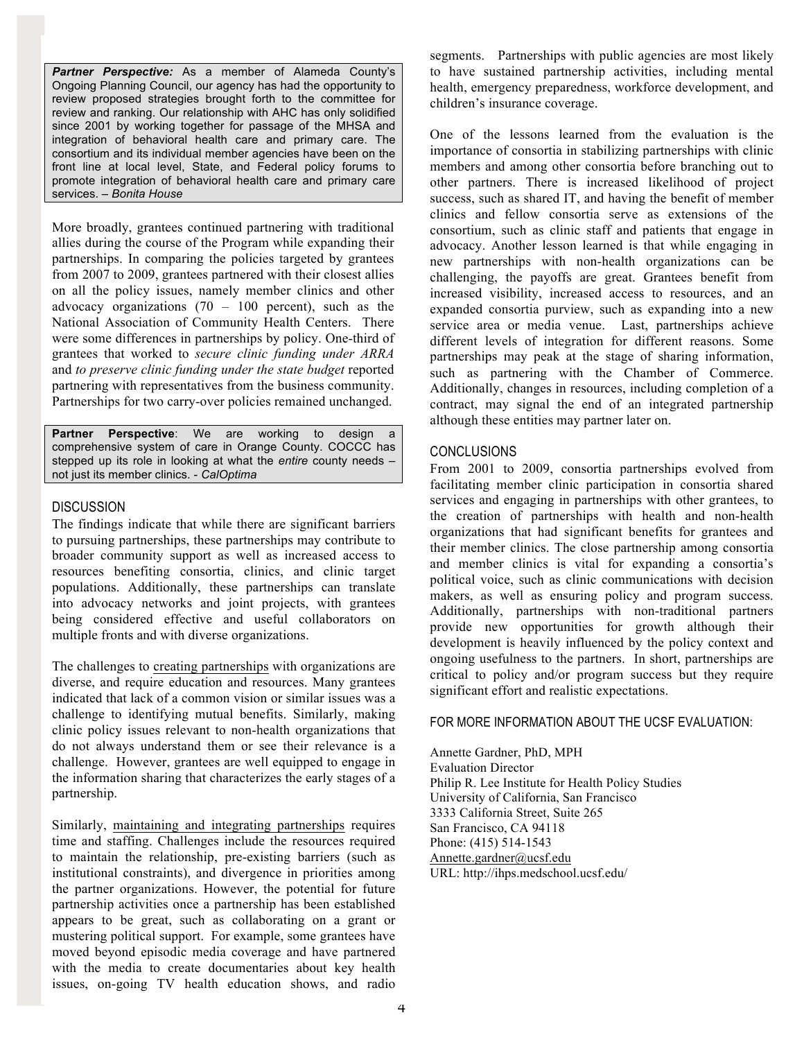**_Partner Perspective:_** As a member of Alameda County's Ongoing Planning Council, our agency has had the opportunity to review proposed strategies brought forth to the committee for review and ranking. Our relationship with AHC has only solidified since 2001 by working together for passage of the MHSA and integration of behavioral health care and primary care. The consortium and its individual member agencies have been on the front line at local level, State, and Federal policy forums to promote integration of behavioral health care and primary care services. – *Bonita House*

More broadly, grantees continued partnering with traditional allies during the course of the Program while expanding their partnerships. In comparing the policies targeted by grantees from 2007 to 2009, grantees partnered with their closest allies on all the policy issues, namely member clinics and other advocacy organizations (70 – 100 percent), such as the National Association of Community Health Centers. There were some differences in partnerships by policy. One-third of grantees that worked to *secure clinic funding under ARRA* and *to preserve clinic funding under the state budget* reported partnering with representatives from the business community. Partnerships for two carry-over policies remained unchanged.

**Partner Perspective**: We are working to design a comprehensive system of care in Orange County. COCCC has stepped up its role in looking at what the *entire* county needs – not just its member clinics. - *CalOptima*

## DISCUSSION

The findings indicate that while there are significant barriers to pursuing partnerships, these partnerships may contribute to broader community support as well as increased access to resources benefiting consortia, clinics, and clinic target populations. Additionally, these partnerships can translate into advocacy networks and joint projects, with grantees being considered effective and useful collaborators on multiple fronts and with diverse organizations.

The challenges to <u>creating partnerships</u> with organizations are diverse, and require education and resources. Many grantees indicated that lack of a common vision or similar issues was a challenge to identifying mutual benefits. Similarly, making clinic policy issues relevant to non-health organizations that do not always understand them or see their relevance is a challenge. However, grantees are well equipped to engage in the information sharing that characterizes the early stages of a partnership.

Similarly, <u>maintaining and integrating partnerships</u> requires time and staffing. Challenges include the resources required to maintain the relationship, pre-existing barriers (such as institutional constraints), and divergence in priorities among the partner organizations. However, the potential for future partnership activities once a partnership has been established appears to be great, such as collaborating on a grant or mustering political support. For example, some grantees have moved beyond episodic media coverage and have partnered with the media to create documentaries about key health issues, on-going TV health education shows, and radio segments. Partnerships with public agencies are most likely to have sustained partnership activities, including mental health, emergency preparedness, workforce development, and children's insurance coverage.

One of the lessons learned from the evaluation is the importance of consortia in stabilizing partnerships with clinic members and among other consortia before branching out to other partners. There is increased likelihood of project success, such as shared IT, and having the benefit of member clinics and fellow consortia serve as extensions of the consortium, such as clinic staff and patients that engage in advocacy. Another lesson learned is that while engaging in new partnerships with non-health organizations can be challenging, the payoffs are great. Grantees benefit from increased visibility, increased access to resources, and an expanded consortia purview, such as expanding into a new service area or media venue. Last, partnerships achieve different levels of integration for different reasons. Some partnerships may peak at the stage of sharing information, such as partnering with the Chamber of Commerce. Additionally, changes in resources, including completion of a contract, may signal the end of an integrated partnership although these entities may partner later on.

## CONCLUSIONS

From 2001 to 2009, consortia partnerships evolved from facilitating member clinic participation in consortia shared services and engaging in partnerships with other grantees, to the creation of partnerships with health and non-health organizations that had significant benefits for grantees and their member clinics. The close partnership among consortia and member clinics is vital for expanding a consortia's political voice, such as clinic communications with decision makers, as well as ensuring policy and program success. Additionally, partnerships with non-traditional partners provide new opportunities for growth although their development is heavily influenced by the policy context and ongoing usefulness to the partners. In short, partnerships are critical to policy and/or program success but they require significant effort and realistic expectations.

## FOR MORE INFORMATION ABOUT THE UCSF EVALUATION:

Annette Gardner, PhD, MPH
Evaluation Director
Philip R. Lee Institute for Health Policy Studies
University of California, San Francisco
3333 California Street, Suite 265
San Francisco, CA 94118
Phone: (415) 514-1543
Annette.gardner@ucsf.edu
URL: http://ihps.medschool.ucsf.edu/